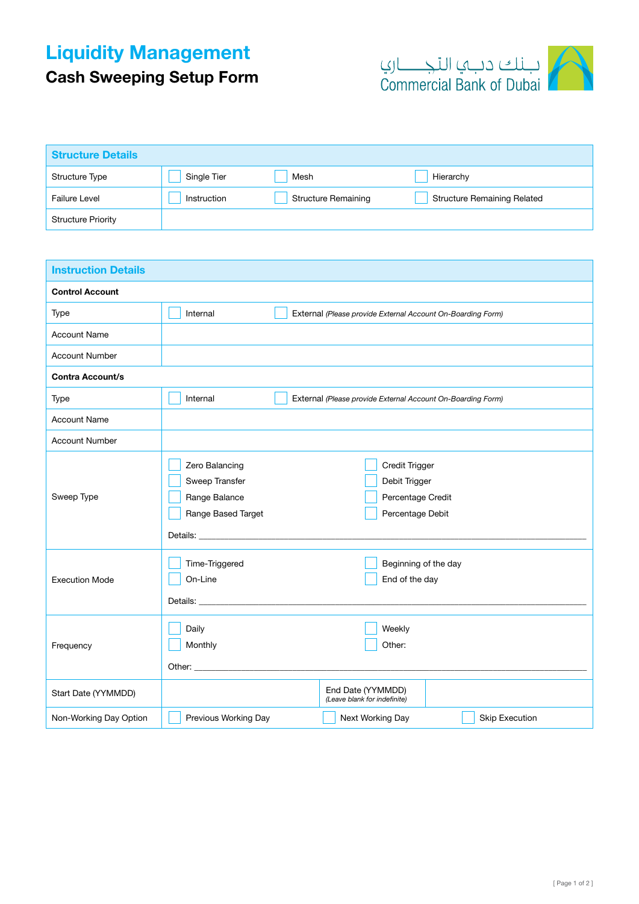# Liquidity Management

## Cash Sweeping Setup Form

بـنـك دبـي التجــــاري
Commercial Bank of Dubai

### Structure Details

| | | | |
|---|---|---|---|
| Structure Type | ☐ Single Tier | ☐ Mesh | ☐ Hierarchy |
| Failure Level | ☐ Instruction | ☐ Structure Remaining | ☐ Structure Remaining Related |
| Structure Priority | | | |

### Instruction Details

| | | |
|---|---|---|
| **Control Account** | | |
| Type | ☐ Internal | ☐ External *(Please provide External Account On-Boarding Form)* |
| Account Name | | |
| Account Number | | |
| **Contra Account/s** | | |
| Type | ☐ Internal | ☐ External *(Please provide External Account On-Boarding Form)* |
| Account Name | | |
| Account Number | | |
| Sweep Type | ☐ Zero Balancing<br>☐ Sweep Transfer<br>☐ Range Balance<br>☐ Range Based Target<br>Details: ______ | ☐ Credit Trigger<br>☐ Debit Trigger<br>☐ Percentage Credit<br>☐ Percentage Debit |
| Execution Mode | ☐ Time-Triggered<br>☐ On-Line<br>Details: ______ | ☐ Beginning of the day<br>☐ End of the day |
| Frequency | ☐ Daily<br>☐ Monthly<br>Other: ______ | ☐ Weekly<br>☐ Other: |

| | | | |
|---|---|---|---|
| Start Date (YYMMDD) | | End Date (YYMMDD) *(Leave blank for indefinite)* | |
| Non-Working Day Option | ☐ Previous Working Day | ☐ Next Working Day | ☐ Skip Execution |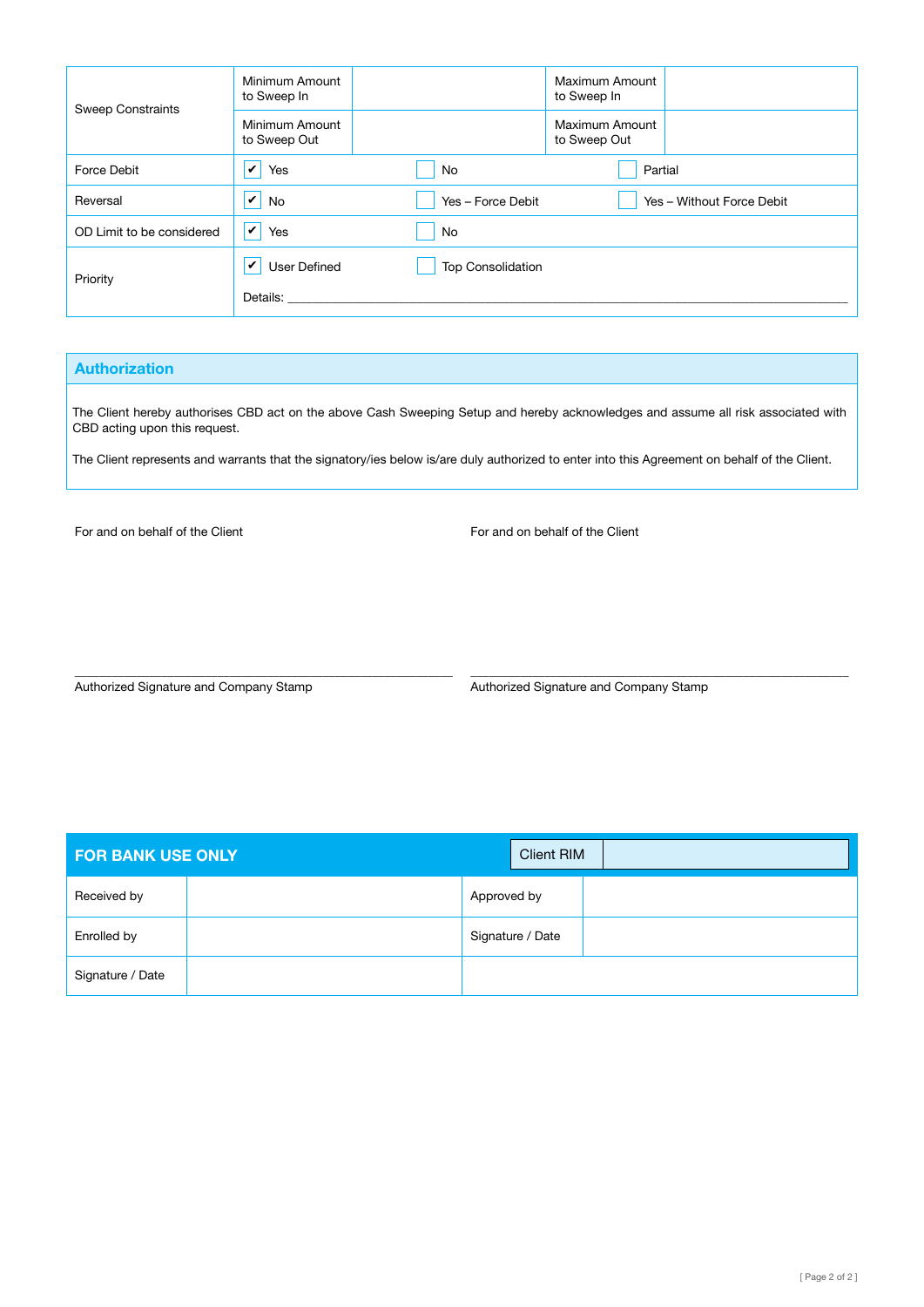| | | | | |
|---|---|---|---|---|
| Sweep Constraints | Minimum Amount to Sweep In | | Maximum Amount to Sweep In | |
| | Minimum Amount to Sweep Out | | Maximum Amount to Sweep Out | |
| Force Debit | ☑ Yes | ☐ No | ☐ Partial | |
| Reversal | ☑ No | ☐ Yes – Force Debit | ☐ Yes – Without Force Debit | |
| OD Limit to be considered | ☑ Yes | ☐ No | | |
| Priority | ☑ User Defined | ☐ Top Consolidation | | |
| | Details: ______ | | | |

## Authorization

The Client hereby authorises CBD act on the above Cash Sweeping Setup and hereby acknowledges and assume all risk associated with CBD acting upon this request.

The Client represents and warrants that the signatory/ies below is/are duly authorized to enter into this Agreement on behalf of the Client.

For and on behalf of the Client

______________________________

Authorized Signature and Company Stamp

For and on behalf of the Client

______________________________

Authorized Signature and Company Stamp

| FOR BANK USE ONLY | | Client RIM | |
|---|---|---|---|
| Received by | | Approved by | |
| Enrolled by | | Signature / Date | |
| Signature / Date | | | |